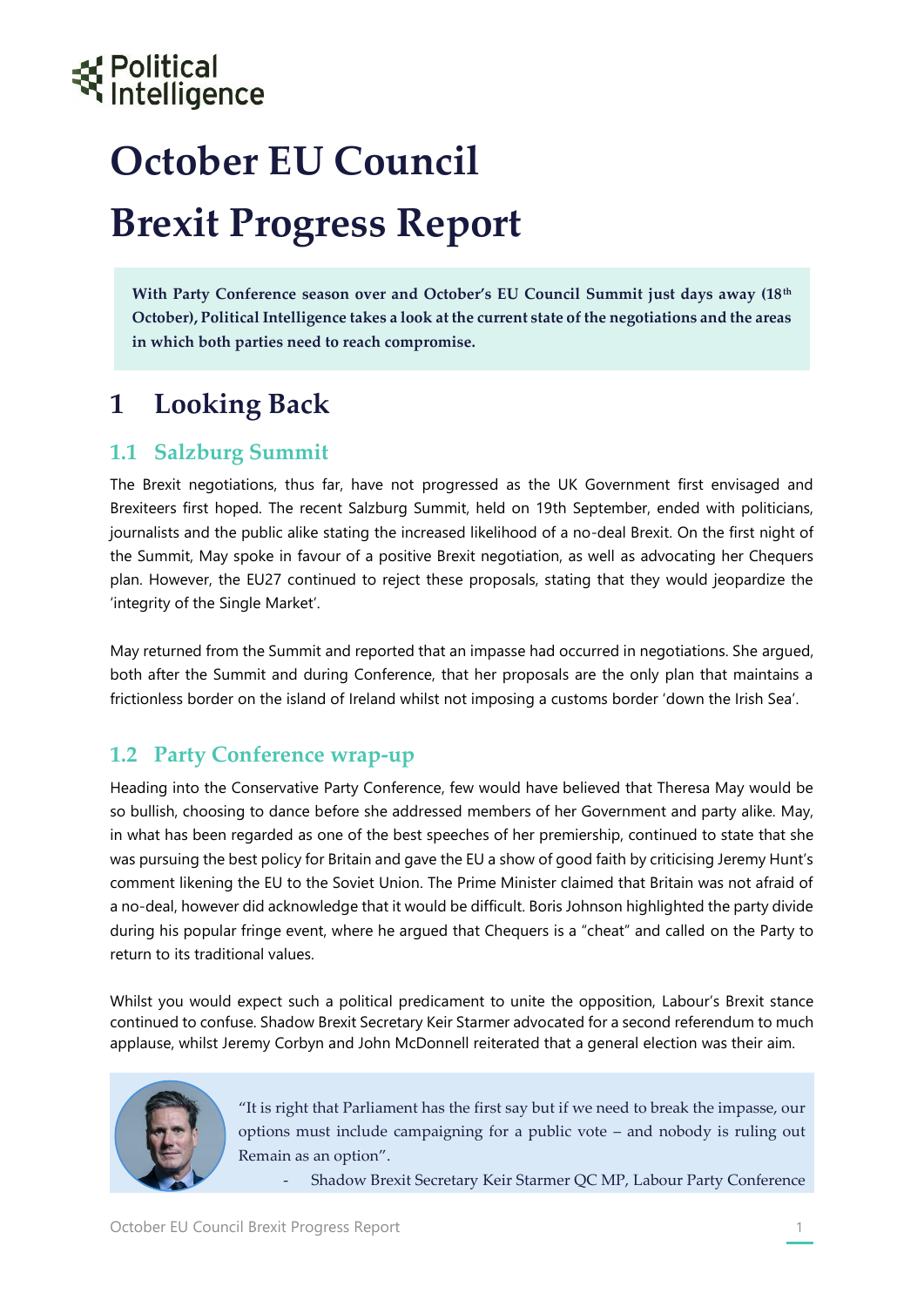# October EU Council Brexit Progress Report

**With Party Conference season over and October's EU Council Summit just days away (18th October), Political Intelligence takes a look at the current state of the negotiations and the areas in which both parties need to reach compromise.**

## 1 Looking Back

### 1.1 Salzburg Summit

The Brexit negotiations, thus far, have not progressed as the UK Government first envisaged and Brexiteers first hoped. The recent Salzburg Summit, held on 19th September, ended with politicians, journalists and the public alike stating the increased likelihood of a no-deal Brexit. On the first night of the Summit, May spoke in favour of a positive Brexit negotiation, as well as advocating her Chequers plan. However, the EU27 continued to reject these proposals, stating that they would jeopardize the 'integrity of the Single Market'.

May returned from the Summit and reported that an impasse had occurred in negotiations. She argued, both after the Summit and during Conference, that her proposals are the only plan that maintains a frictionless border on the island of Ireland whilst not imposing a customs border 'down the Irish Sea'.

### 1.2 Party Conference wrap-up

Heading into the Conservative Party Conference, few would have believed that Theresa May would be so bullish, choosing to dance before she addressed members of her Government and party alike. May, in what has been regarded as one of the best speeches of her premiership, continued to state that she was pursuing the best policy for Britain and gave the EU a show of good faith by criticising Jeremy Hunt's comment likening the EU to the Soviet Union. The Prime Minister claimed that Britain was not afraid of a no-deal, however did acknowledge that it would be difficult. Boris Johnson highlighted the party divide during his popular fringe event, where he argued that Chequers is a "cheat" and called on the Party to return to its traditional values.

Whilst you would expect such a political predicament to unite the opposition, Labour's Brexit stance continued to confuse. Shadow Brexit Secretary Keir Starmer advocated for a second referendum to much applause, whilst Jeremy Corbyn and John McDonnell reiterated that a general election was their aim.

> "It is right that Parliament has the first say but if we need to break the impasse, our options must include campaigning for a public vote – and nobody is ruling out Remain as an option".
>
> - Shadow Brexit Secretary Keir Starmer QC MP, Labour Party Conference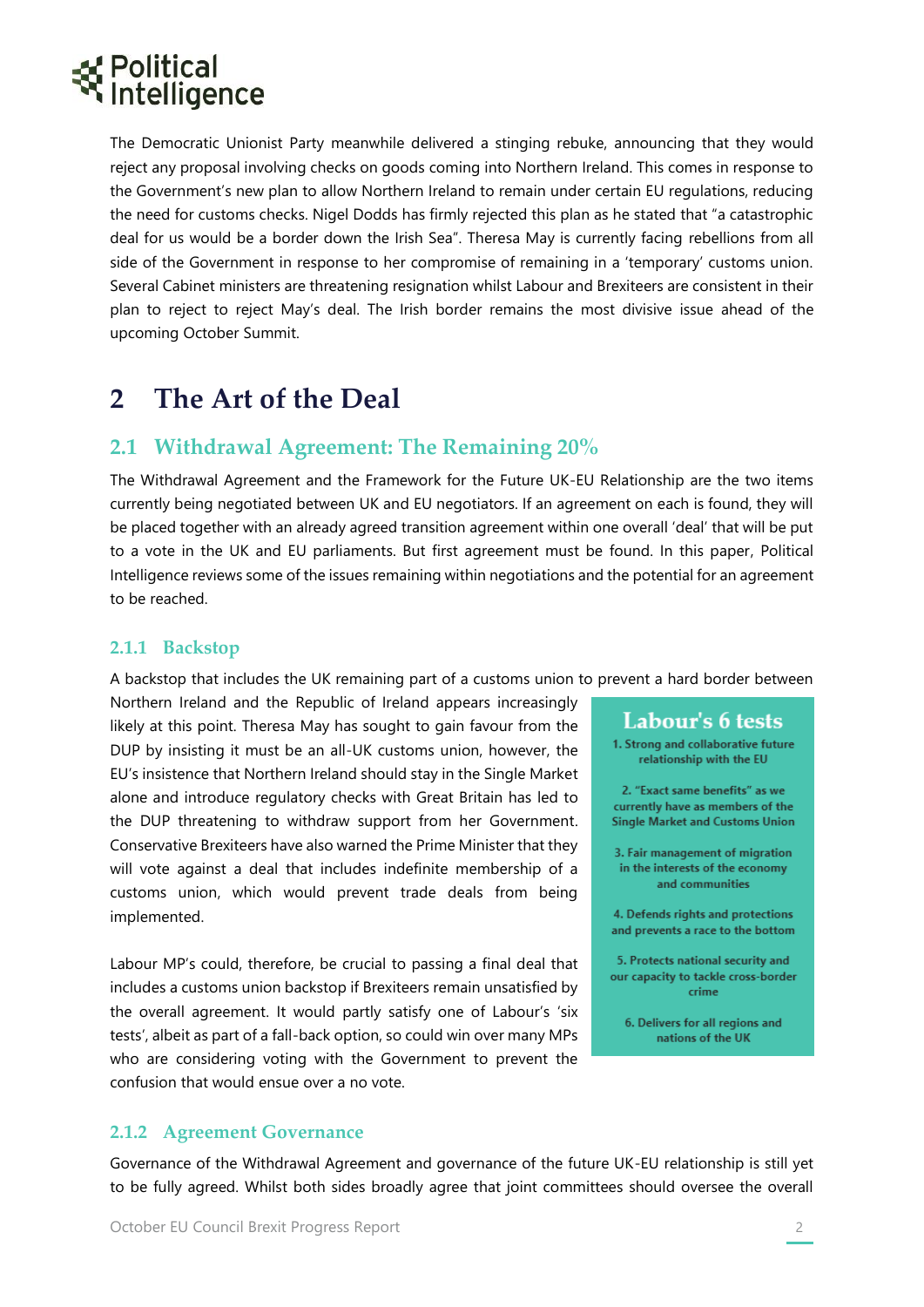The Democratic Unionist Party meanwhile delivered a stinging rebuke, announcing that they would reject any proposal involving checks on goods coming into Northern Ireland. This comes in response to the Government's new plan to allow Northern Ireland to remain under certain EU regulations, reducing the need for customs checks. Nigel Dodds has firmly rejected this plan as he stated that "a catastrophic deal for us would be a border down the Irish Sea". Theresa May is currently facing rebellions from all side of the Government in response to her compromise of remaining in a 'temporary' customs union. Several Cabinet ministers are threatening resignation whilst Labour and Brexiteers are consistent in their plan to reject to reject May's deal. The Irish border remains the most divisive issue ahead of the upcoming October Summit.

# 2 The Art of the Deal

## 2.1 Withdrawal Agreement: The Remaining 20%

The Withdrawal Agreement and the Framework for the Future UK-EU Relationship are the two items currently being negotiated between UK and EU negotiators. If an agreement on each is found, they will be placed together with an already agreed transition agreement within one overall 'deal' that will be put to a vote in the UK and EU parliaments. But first agreement must be found. In this paper, Political Intelligence reviews some of the issues remaining within negotiations and the potential for an agreement to be reached.

### 2.1.1 Backstop

A backstop that includes the UK remaining part of a customs union to prevent a hard border between Northern Ireland and the Republic of Ireland appears increasingly likely at this point. Theresa May has sought to gain favour from the DUP by insisting it must be an all-UK customs union, however, the EU's insistence that Northern Ireland should stay in the Single Market alone and introduce regulatory checks with Great Britain has led to the DUP threatening to withdraw support from her Government. Conservative Brexiteers have also warned the Prime Minister that they will vote against a deal that includes indefinite membership of a customs union, which would prevent trade deals from being implemented.

Labour MP's could, therefore, be crucial to passing a final deal that includes a customs union backstop if Brexiteers remain unsatisfied by the overall agreement. It would partly satisfy one of Labour's 'six tests', albeit as part of a fall-back option, so could win over many MPs who are considering voting with the Government to prevent the confusion that would ensue over a no vote.

> **Labour's 6 tests**
>
> 1. Strong and collaborative future relationship with the EU
> 2. "Exact same benefits" as we currently have as members of the Single Market and Customs Union
> 3. Fair management of migration in the interests of the economy and communities
> 4. Defends rights and protections and prevents a race to the bottom
> 5. Protects national security and our capacity to tackle cross-border crime
> 6. Delivers for all regions and nations of the UK

### 2.1.2 Agreement Governance

Governance of the Withdrawal Agreement and governance of the future UK-EU relationship is still yet to be fully agreed. Whilst both sides broadly agree that joint committees should oversee the overall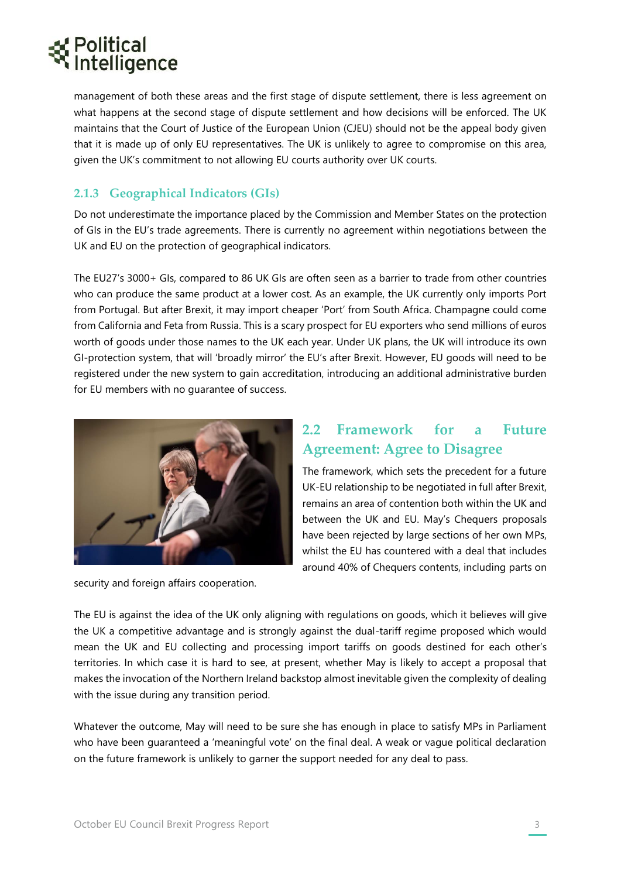management of both these areas and the first stage of dispute settlement, there is less agreement on what happens at the second stage of dispute settlement and how decisions will be enforced. The UK maintains that the Court of Justice of the European Union (CJEU) should not be the appeal body given that it is made up of only EU representatives. The UK is unlikely to agree to compromise on this area, given the UK's commitment to not allowing EU courts authority over UK courts.

### 2.1.3 Geographical Indicators (GIs)

Do not underestimate the importance placed by the Commission and Member States on the protection of GIs in the EU's trade agreements. There is currently no agreement within negotiations between the UK and EU on the protection of geographical indicators.

The EU27's 3000+ GIs, compared to 86 UK GIs are often seen as a barrier to trade from other countries who can produce the same product at a lower cost. As an example, the UK currently only imports Port from Portugal. But after Brexit, it may import cheaper 'Port' from South Africa. Champagne could come from California and Feta from Russia. This is a scary prospect for EU exporters who send millions of euros worth of goods under those names to the UK each year. Under UK plans, the UK will introduce its own GI-protection system, that will 'broadly mirror' the EU's after Brexit. However, EU goods will need to be registered under the new system to gain accreditation, introducing an additional administrative burden for EU members with no guarantee of success.

## 2.2 Framework for a Future Agreement: Agree to Disagree

The framework, which sets the precedent for a future UK-EU relationship to be negotiated in full after Brexit, remains an area of contention both within the UK and between the UK and EU. May's Chequers proposals have been rejected by large sections of her own MPs, whilst the EU has countered with a deal that includes around 40% of Chequers contents, including parts on security and foreign affairs cooperation.

The EU is against the idea of the UK only aligning with regulations on goods, which it believes will give the UK a competitive advantage and is strongly against the dual-tariff regime proposed which would mean the UK and EU collecting and processing import tariffs on goods destined for each other's territories. In which case it is hard to see, at present, whether May is likely to accept a proposal that makes the invocation of the Northern Ireland backstop almost inevitable given the complexity of dealing with the issue during any transition period.

Whatever the outcome, May will need to be sure she has enough in place to satisfy MPs in Parliament who have been guaranteed a 'meaningful vote' on the final deal. A weak or vague political declaration on the future framework is unlikely to garner the support needed for any deal to pass.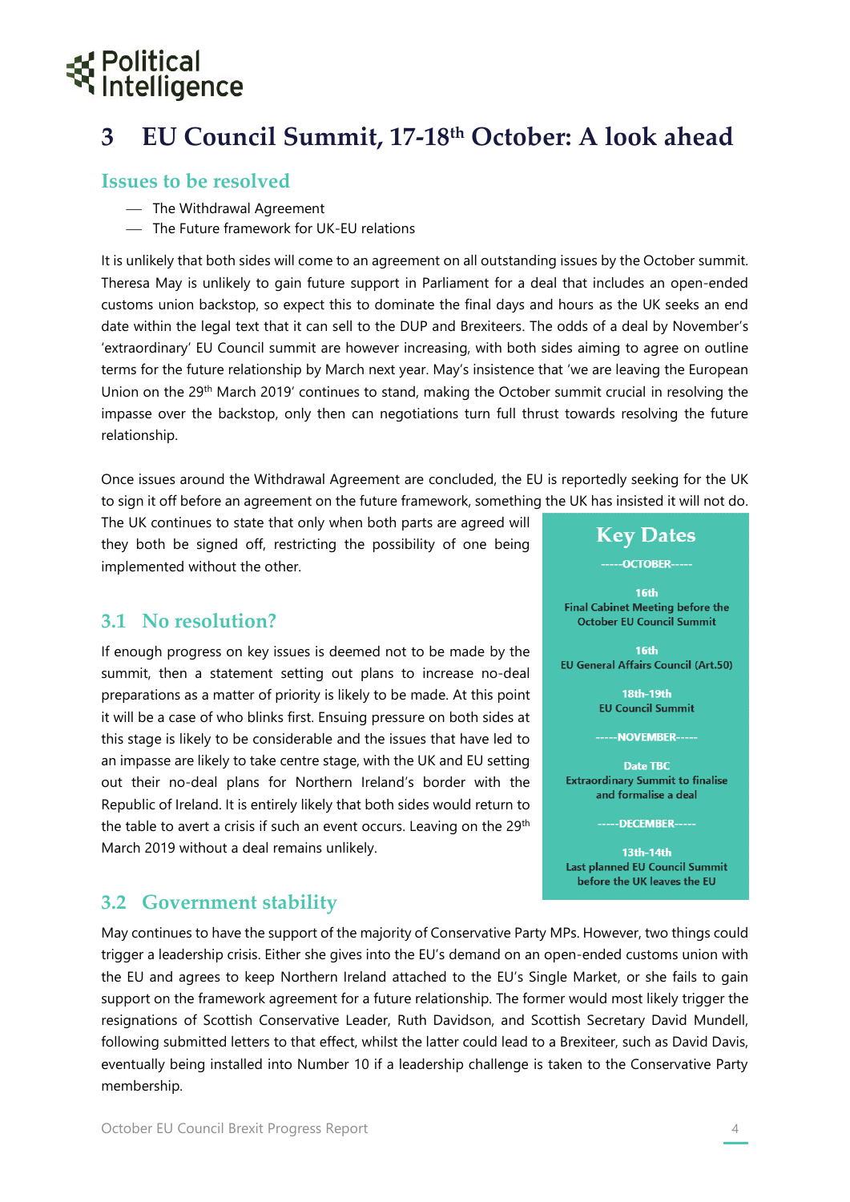# 3 EU Council Summit, 17-18th October: A look ahead

## Issues to be resolved

- The Withdrawal Agreement
- The Future framework for UK-EU relations

It is unlikely that both sides will come to an agreement on all outstanding issues by the October summit. Theresa May is unlikely to gain future support in Parliament for a deal that includes an open-ended customs union backstop, so expect this to dominate the final days and hours as the UK seeks an end date within the legal text that it can sell to the DUP and Brexiteers. The odds of a deal by November's 'extraordinary' EU Council summit are however increasing, with both sides aiming to agree on outline terms for the future relationship by March next year. May's insistence that 'we are leaving the European Union on the 29th March 2019' continues to stand, making the October summit crucial in resolving the impasse over the backstop, only then can negotiations turn full thrust towards resolving the future relationship.

Once issues around the Withdrawal Agreement are concluded, the EU is reportedly seeking for the UK to sign it off before an agreement on the future framework, something the UK has insisted it will not do. The UK continues to state that only when both parts are agreed will they both be signed off, restricting the possibility of one being implemented without the other.

## 3.1 No resolution?

If enough progress on key issues is deemed not to be made by the summit, then a statement setting out plans to increase no-deal preparations as a matter of priority is likely to be made. At this point it will be a case of who blinks first. Ensuing pressure on both sides at this stage is likely to be considerable and the issues that have led to an impasse are likely to take centre stage, with the UK and EU setting out their no-deal plans for Northern Ireland's border with the Republic of Ireland. It is entirely likely that both sides would return to the table to avert a crisis if such an event occurs. Leaving on the 29th March 2019 without a deal remains unlikely.

**Key Dates**

-----OCTOBER-----

**16th**
Final Cabinet Meeting before the October EU Council Summit

**16th**
EU General Affairs Council (Art.50)

**18th-19th**
EU Council Summit

-----NOVEMBER-----

**Date TBC**
Extraordinary Summit to finalise and formalise a deal

-----DECEMBER-----

**13th-14th**
Last planned EU Council Summit before the UK leaves the EU

## 3.2 Government stability

May continues to have the support of the majority of Conservative Party MPs. However, two things could trigger a leadership crisis. Either she gives into the EU's demand on an open-ended customs union with the EU and agrees to keep Northern Ireland attached to the EU's Single Market, or she fails to gain support on the framework agreement for a future relationship. The former would most likely trigger the resignations of Scottish Conservative Leader, Ruth Davidson, and Scottish Secretary David Mundell, following submitted letters to that effect, whilst the latter could lead to a Brexiteer, such as David Davis, eventually being installed into Number 10 if a leadership challenge is taken to the Conservative Party membership.